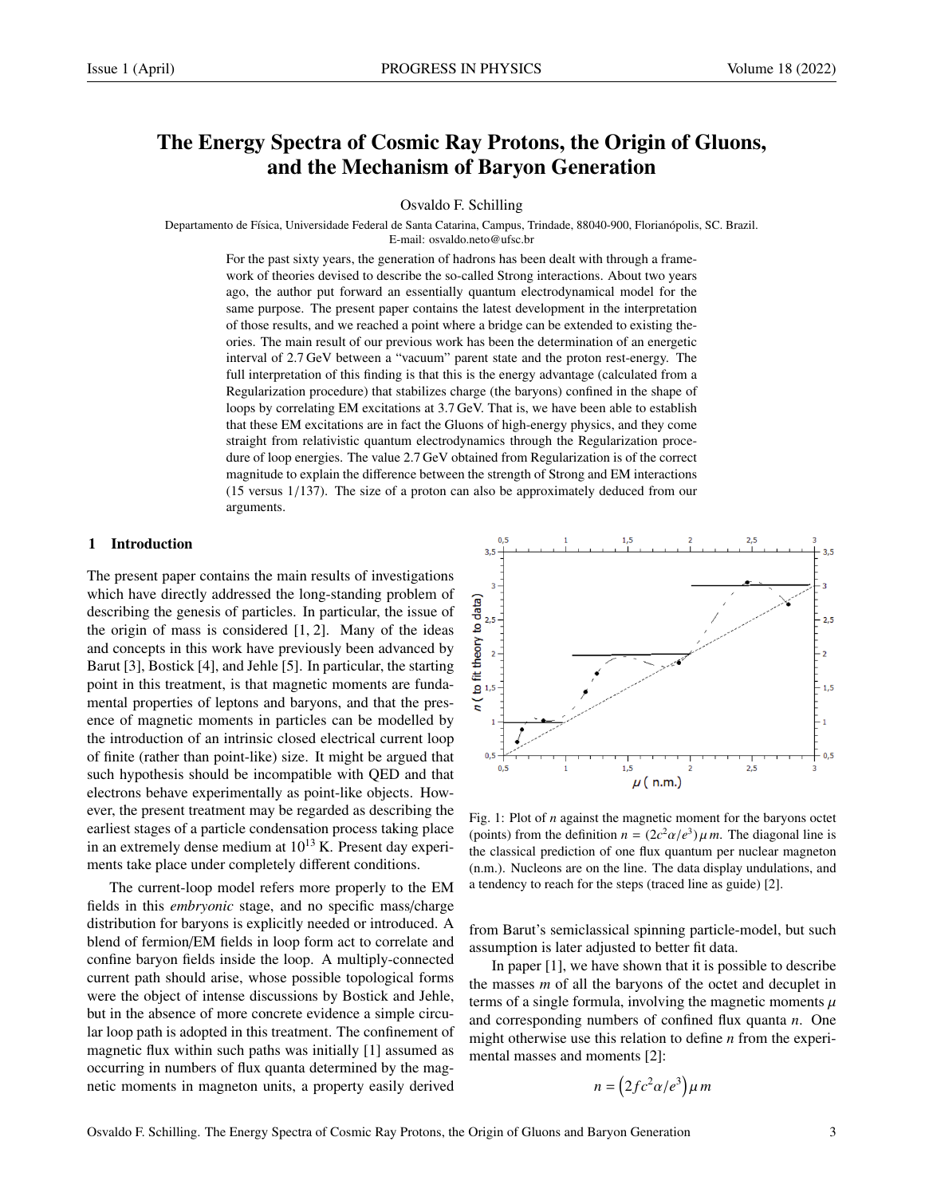# The Energy Spectra of Cosmic Ray Protons, the Origin of Gluons, and the Mechanism of Baryon Generation

Osvaldo F. Schilling

Departamento de Física, Universidade Federal de Santa Catarina, Campus, Trindade, 88040-900, Florianópolis, SC. Brazil.
E-mail: osvaldo.neto@ufsc.br

For the past sixty years, the generation of hadrons has been dealt with through a framework of theories devised to describe the so-called Strong interactions. About two years ago, the author put forward an essentially quantum electrodynamical model for the same purpose. The present paper contains the latest development in the interpretation of those results, and we reached a point where a bridge can be extended to existing theories. The main result of our previous work has been the determination of an energetic interval of 2.7 GeV between a "vacuum" parent state and the proton rest-energy. The full interpretation of this finding is that this is the energy advantage (calculated from a Regularization procedure) that stabilizes charge (the baryons) confined in the shape of loops by correlating EM excitations at 3.7 GeV. That is, we have been able to establish that these EM excitations are in fact the Gluons of high-energy physics, and they come straight from relativistic quantum electrodynamics through the Regularization procedure of loop energies. The value 2.7 GeV obtained from Regularization is of the correct magnitude to explain the difference between the strength of Strong and EM interactions (15 versus 1/137). The size of a proton can also be approximately deduced from our arguments.

## 1 Introduction

The present paper contains the main results of investigations which have directly addressed the long-standing problem of describing the genesis of particles. In particular, the issue of the origin of mass is considered [1, 2]. Many of the ideas and concepts in this work have previously been advanced by Barut [3], Bostick [4], and Jehle [5]. In particular, the starting point in this treatment, is that magnetic moments are fundamental properties of leptons and baryons, and that the presence of magnetic moments in particles can be modelled by the introduction of an intrinsic closed electrical current loop of finite (rather than point-like) size. It might be argued that such hypothesis should be incompatible with QED and that electrons behave experimentally as point-like objects. However, the present treatment may be regarded as describing the earliest stages of a particle condensation process taking place in an extremely dense medium at $10^{13}$ K. Present day experiments take place under completely different conditions.

The current-loop model refers more properly to the EM fields in this *embryonic* stage, and no specific mass/charge distribution for baryons is explicitly needed or introduced. A blend of fermion/EM fields in loop form act to correlate and confine baryon fields inside the loop. A multiply-connected current path should arise, whose possible topological forms were the object of intense discussions by Bostick and Jehle, but in the absence of more concrete evidence a simple circular loop path is adopted in this treatment. The confinement of magnetic flux within such paths was initially [1] assumed as occurring in numbers of flux quanta determined by the magnetic moments in magneton units, a property easily derived from Barut's semiclassical spinning particle-model, but such assumption is later adjusted to better fit data.

Fig. 1: Plot of $n$ against the magnetic moment for the baryons octet (points) from the definition $n = (2c^2\alpha/e^3)\,\mu\, m$. The diagonal line is the classical prediction of one flux quantum per nuclear magneton (n.m.). Nucleons are on the line. The data display undulations, and a tendency to reach for the steps (traced line as guide) [2].

In paper [1], we have shown that it is possible to describe the masses $m$ of all the baryons of the octet and decuplet in terms of a single formula, involving the magnetic moments $\mu$ and corresponding numbers of confined flux quanta $n$. One might otherwise use this relation to define $n$ from the experimental masses and moments [2]:

$$n = \left(2fc^2\alpha/e^3\right)\mu\, m$$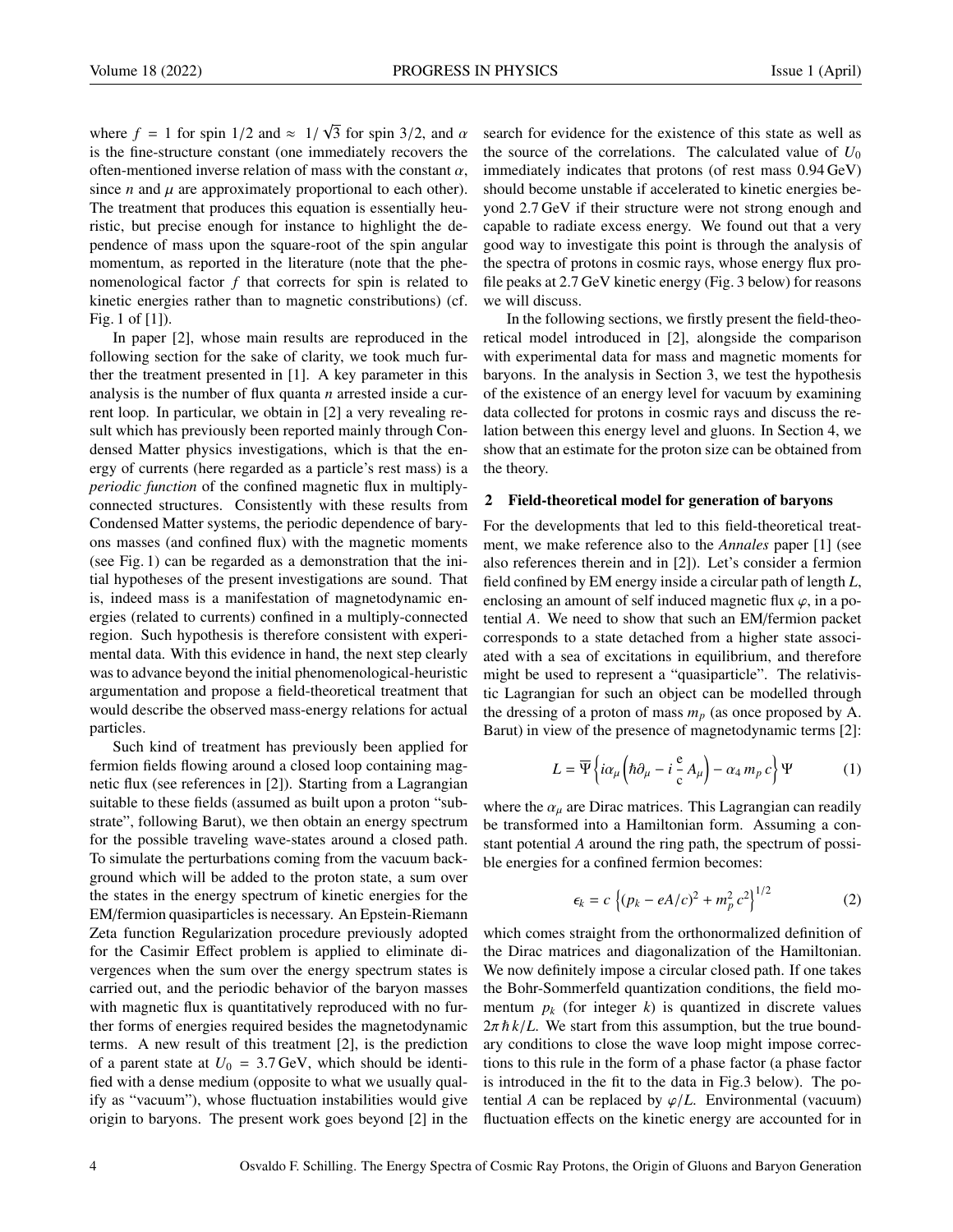where $f = 1$ for spin $1/2$ and $\approx 1/\sqrt{3}$ for spin $3/2$, and $\alpha$ is the fine-structure constant (one immediately recovers the often-mentioned inverse relation of mass with the constant $\alpha$, since $n$ and $\mu$ are approximately proportional to each other). The treatment that produces this equation is essentially heuristic, but precise enough for instance to highlight the dependence of mass upon the square-root of the spin angular momentum, as reported in the literature (note that the phenomenological factor $f$ that corrects for spin is related to kinetic energies rather than to magnetic constributions) (cf. Fig. 1 of [1]).

In paper [2], whose main results are reproduced in the following section for the sake of clarity, we took much further the treatment presented in [1]. A key parameter in this analysis is the number of flux quanta $n$ arrested inside a current loop. In particular, we obtain in [2] a very revealing result which has previously been reported mainly through Condensed Matter physics investigations, which is that the energy of currents (here regarded as a particle's rest mass) is a *periodic function* of the confined magnetic flux in multiply-connected structures. Consistently with these results from Condensed Matter systems, the periodic dependence of baryons masses (and confined flux) with the magnetic moments (see Fig. 1) can be regarded as a demonstration that the initial hypotheses of the present investigations are sound. That is, indeed mass is a manifestation of magnetodynamic energies (related to currents) confined in a multiply-connected region. Such hypothesis is therefore consistent with experimental data. With this evidence in hand, the next step clearly was to advance beyond the initial phenomenological-heuristic argumentation and propose a field-theoretical treatment that would describe the observed mass-energy relations for actual particles.

Such kind of treatment has previously been applied for fermion fields flowing around a closed loop containing magnetic flux (see references in [2]). Starting from a Lagrangian suitable to these fields (assumed as built upon a proton "substrate", following Barut), we then obtain an energy spectrum for the possible traveling wave-states around a closed path. To simulate the perturbations coming from the vacuum background which will be added to the proton state, a sum over the states in the energy spectrum of kinetic energies for the EM/fermion quasiparticles is necessary. An Epstein-Riemann Zeta function Regularization procedure previously adopted for the Casimir Effect problem is applied to eliminate divergences when the sum over the energy spectrum states is carried out, and the periodic behavior of the baryon masses with magnetic flux is quantitatively reproduced with no further forms of energies required besides the magnetodynamic terms. A new result of this treatment [2], is the prediction of a parent state at $U_0 = 3.7$ GeV, which should be identified with a dense medium (opposite to what we usually qualify as "vacuum"), whose fluctuation instabilities would give origin to baryons. The present work goes beyond [2] in the search for evidence for the existence of this state as well as the source of the correlations. The calculated value of $U_0$ immediately indicates that protons (of rest mass 0.94 GeV) should become unstable if accelerated to kinetic energies beyond 2.7 GeV if their structure were not strong enough and capable to radiate excess energy. We found out that a very good way to investigate this point is through the analysis of the spectra of protons in cosmic rays, whose energy flux profile peaks at 2.7 GeV kinetic energy (Fig. 3 below) for reasons we will discuss.

In the following sections, we firstly present the field-theoretical model introduced in [2], alongside the comparison with experimental data for mass and magnetic moments for baryons. In the analysis in Section 3, we test the hypothesis of the existence of an energy level for vacuum by examining data collected for protons in cosmic rays and discuss the relation between this energy level and gluons. In Section 4, we show that an estimate for the proton size can be obtained from the theory.

## 2 Field-theoretical model for generation of baryons

For the developments that led to this field-theoretical treatment, we make reference also to the *Annales* paper [1] (see also references therein and in [2]). Let's consider a fermion field confined by EM energy inside a circular path of length $L$, enclosing an amount of self induced magnetic flux $\varphi$, in a potential $A$. We need to show that such an EM/fermion packet corresponds to a state detached from a higher state associated with a sea of excitations in equilibrium, and therefore might be used to represent a "quasiparticle". The relativistic Lagrangian for such an object can be modelled through the dressing of a proton of mass $m_p$ (as once proposed by A. Barut) in view of the presence of magnetodynamic terms [2]:

$$L = \overline{\Psi}\left\{i\alpha_\mu\left(\hbar\partial_\mu - i\,\frac{e}{c}\,A_\mu\right) - \alpha_4\, m_p\, c\right\}\Psi \tag{1}$$

where the $\alpha_\mu$ are Dirac matrices. This Lagrangian can readily be transformed into a Hamiltonian form. Assuming a constant potential $A$ around the ring path, the spectrum of possible energies for a confined fermion becomes:

$$\epsilon_k = c\,\left\{(p_k - eA/c)^2 + m_p^2\, c^2\right\}^{1/2} \tag{2}$$

which comes straight from the orthonormalized definition of the Dirac matrices and diagonalization of the Hamiltonian. We now definitely impose a circular closed path. If one takes the Bohr-Sommerfeld quantization conditions, the field momentum $p_k$ (for integer $k$) is quantized in discrete values $2\pi\hbar k/L$. We start from this assumption, but the true boundary conditions to close the wave loop might impose corrections to this rule in the form of a phase factor (a phase factor is introduced in the fit to the data in Fig.3 below). The potential $A$ can be replaced by $\varphi/L$. Environmental (vacuum) fluctuation effects on the kinetic energy are accounted for in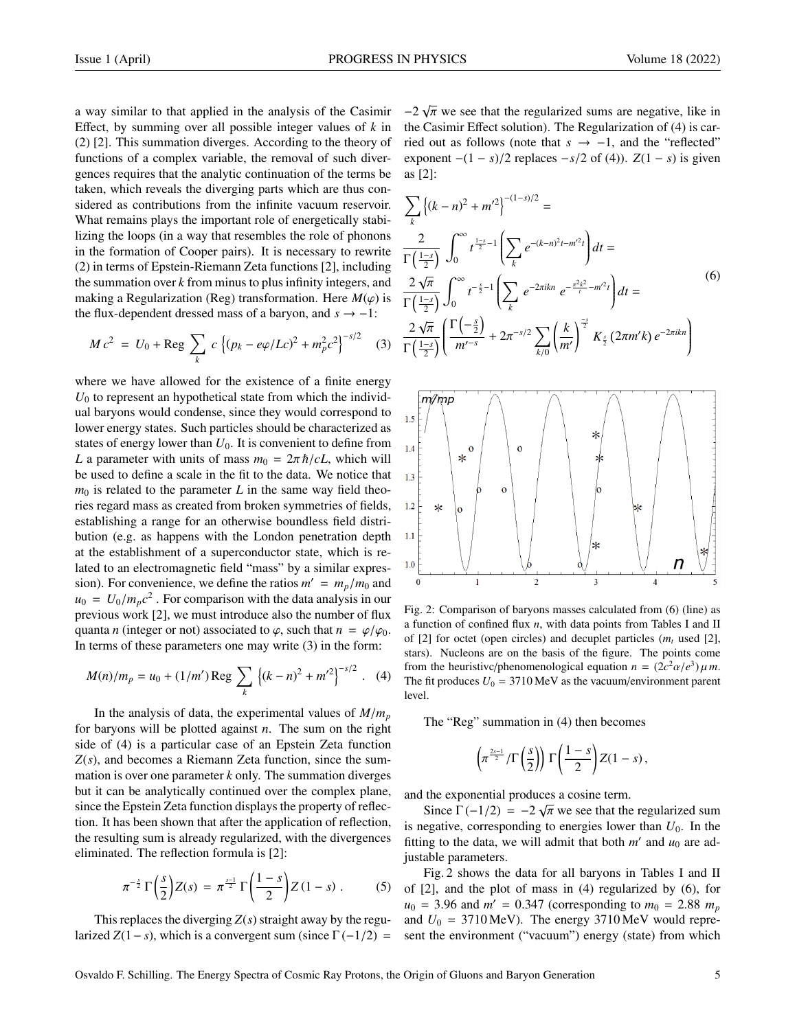a way similar to that applied in the analysis of the Casimir Effect, by summing over all possible integer values of $k$ in (2) [2]. This summation diverges. According to the theory of functions of a complex variable, the removal of such divergences requires that the analytic continuation of the terms be taken, which reveals the diverging parts which are thus considered as contributions from the infinite vacuum reservoir. What remains plays the important role of energetically stabilizing the loops (in a way that resembles the role of phonons in the formation of Cooper pairs). It is necessary to rewrite (2) in terms of Epstein-Riemann Zeta functions [2], including the summation over $k$ from minus to plus infinity integers, and making a Regularization (Reg) transformation. Here $M(\varphi)$ is the flux-dependent dressed mass of a baryon, and $s \to -1$:

$$M\,c^2 \;=\; U_0 + \text{Reg} \sum_k \; c \left\{ (p_k - e\varphi/Lc)^2 + m_p^2 c^2 \right\}^{-s/2} \tag{3}$$

where we have allowed for the existence of a finite energy $U_0$ to represent an hypothetical state from which the individual baryons would condense, since they would correspond to lower energy states. Such particles should be characterized as states of energy lower than $U_0$. It is convenient to define from $L$ a parameter with units of mass $m_0 = 2\pi\hbar/cL$, which will be used to define a scale in the fit to the data. We notice that $m_0$ is related to the parameter $L$ in the same way field theories regard mass as created from broken symmetries of fields, establishing a range for an otherwise boundless field distribution (e.g. as happens with the London penetration depth at the establishment of a superconductor state, which is related to an electromagnetic field "mass" by a similar expression). For convenience, we define the ratios $m' = m_p/m_0$ and $u_0 = U_0/m_p c^2$. For comparison with the data analysis in our previous work [2], we must introduce also the number of flux quanta $n$ (integer or not) associated to $\varphi$, such that $n = \varphi/\varphi_0$. In terms of these parameters one may write (3) in the form:

$$M(n)/m_p = u_0 + (1/m')\,\text{Reg} \sum_k \left\{ (k-n)^2 + m'^2 \right\}^{-s/2}. \tag{4}$$

In the analysis of data, the experimental values of $M/m_p$ for baryons will be plotted against $n$. The sum on the right side of (4) is a particular case of an Epstein Zeta function $Z(s)$, and becomes a Riemann Zeta function, since the summation is over one parameter $k$ only. The summation diverges but it can be analytically continued over the complex plane, since the Epstein Zeta function displays the property of reflection. It has been shown that after the application of reflection, the resulting sum is already regularized, with the divergences eliminated. The reflection formula is [2]:

$$\pi^{-\frac{s}{2}}\,\Gamma\!\left(\frac{s}{2}\right) Z(s) \;=\; \pi^{\frac{s-1}{2}}\,\Gamma\!\left(\frac{1-s}{2}\right) Z\,(1-s)\,. \tag{5}$$

This replaces the diverging $Z(s)$ straight away by the regularized $Z(1-s)$, which is a convergent sum (since $\Gamma(-1/2) = -2\sqrt{\pi}$ we see that the regularized sums are negative, like in the Casimir Effect solution). The Regularization of (4) is carried out as follows (note that $s \to -1$, and the "reflected" exponent $-(1-s)/2$ replaces $-s/2$ of (4)). $Z(1-s)$ is given as [2]:

$$\begin{aligned}
&\sum_k \left\{ (k-n)^2 + m'^2 \right\}^{-(1-s)/2} = \\
&\frac{2}{\Gamma\!\left(\frac{1-s}{2}\right)} \int_0^\infty t^{\frac{1-s}{2}-1} \left( \sum_k e^{-(k-n)^2 t - m'^2 t} \right) dt = \\
&\frac{2\sqrt{\pi}}{\Gamma\!\left(\frac{1-s}{2}\right)} \int_0^\infty t^{-\frac{s}{2}-1} \left( \sum_k e^{-2\pi i k n}\, e^{-\frac{\pi^2 k^2}{t} - m'^2 t} \right) dt = \\
&\frac{2\sqrt{\pi}}{\Gamma\!\left(\frac{1-s}{2}\right)} \left( \frac{\Gamma\!\left(-\frac{s}{2}\right)}{m'^{-s}} + 2\pi^{-s/2} \sum_{k/0} \left(\frac{k}{m'}\right)^{\frac{-s}{2}} K_{\frac{s}{2}}\,(2\pi m' k)\, e^{-2\pi i k n} \right)
\end{aligned} \tag{6}$$

Fig. 2: Comparison of baryons masses calculated from (6) (line) as a function of confined flux $n$, with data points from Tables I and II of [2] for octet (open circles) and decuplet particles ($m_l$ used [2], stars). Nucleons are on the basis of the figure. The points come from the heuristivc/phenomenological equation $n = (2c^2\alpha/e^3)\,\mu\, m$. The fit produces $U_0 = 3710$ MeV as the vacuum/environment parent level.

The "Reg" summation in (4) then becomes

$$\left(\pi^{\frac{2s-1}{2}}/\Gamma\!\left(\frac{s}{2}\right)\right) \Gamma\!\left(\frac{1-s}{2}\right) Z(1-s)\,,$$

and the exponential produces a cosine term.

Since $\Gamma(-1/2) = -2\sqrt{\pi}$ we see that the regularized sum is negative, corresponding to energies lower than $U_0$. In the fitting to the data, we will admit that both $m'$ and $u_0$ are adjustable parameters.

Fig. 2 shows the data for all baryons in Tables I and II of [2], and the plot of mass in (4) regularized by (6), for $u_0 = 3.96$ and $m' = 0.347$ (corresponding to $m_0 = 2.88\ m_p$ and $U_0 = 3710$ MeV). The energy 3710 MeV would represent the environment ("vacuum") energy (state) from which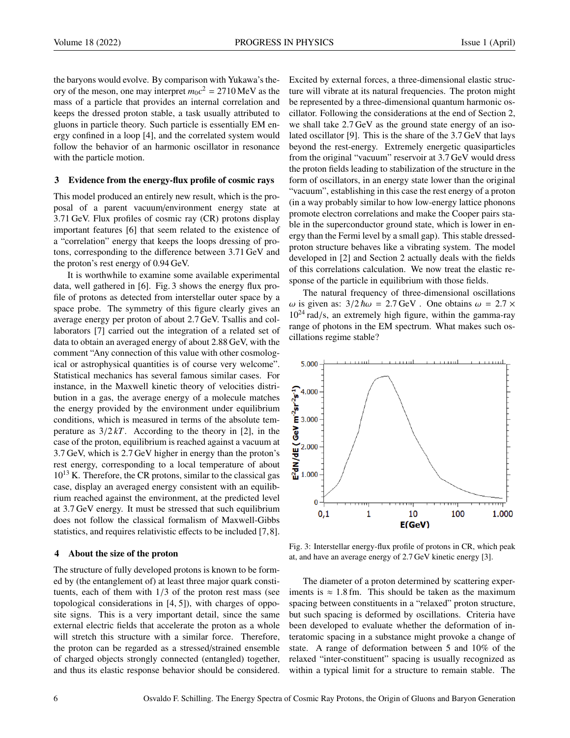the baryons would evolve. By comparison with Yukawa's theory of the meson, one may interpret $m_0c^2 = 2710$ MeV as the mass of a particle that provides an internal correlation and keeps the dressed proton stable, a task usually attributed to gluons in particle theory. Such particle is essentially EM energy confined in a loop [4], and the correlated system would follow the behavior of an harmonic oscillator in resonance with the particle motion.

## 3 Evidence from the energy-flux profile of cosmic rays

This model produced an entirely new result, which is the proposal of a parent vacuum/environment energy state at 3.71 GeV. Flux profiles of cosmic ray (CR) protons display important features [6] that seem related to the existence of a "correlation" energy that keeps the loops dressing of protons, corresponding to the difference between 3.71 GeV and the proton's rest energy of 0.94 GeV.

It is worthwhile to examine some available experimental data, well gathered in [6]. Fig. 3 shows the energy flux profile of protons as detected from interstellar outer space by a space probe. The symmetry of this figure clearly gives an average energy per proton of about 2.7 GeV. Tsallis and collaborators [7] carried out the integration of a related set of data to obtain an averaged energy of about 2.88 GeV, with the comment "Any connection of this value with other cosmological or astrophysical quantities is of course very welcome". Statistical mechanics has several famous similar cases. For instance, in the Maxwell kinetic theory of velocities distribution in a gas, the average energy of a molecule matches the energy provided by the environment under equilibrium conditions, which is measured in terms of the absolute temperature as $3/2\,kT$. According to the theory in [2], in the case of the proton, equilibrium is reached against a vacuum at 3.7 GeV, which is 2.7 GeV higher in energy than the proton's rest energy, corresponding to a local temperature of about $10^{13}$ K. Therefore, the CR protons, similar to the classical gas case, display an averaged energy consistent with an equilibrium reached against the environment, at the predicted level at 3.7 GeV energy. It must be stressed that such equilibrium does not follow the classical formalism of Maxwell-Gibbs statistics, and requires relativistic effects to be included [7, 8].

## 4 About the size of the proton

The structure of fully developed protons is known to be formed by (the entanglement of) at least three major quark constituents, each of them with 1/3 of the proton rest mass (see topological considerations in [4, 5]), with charges of opposite signs. This is a very important detail, since the same external electric fields that accelerate the proton as a whole will stretch this structure with a similar force. Therefore, the proton can be regarded as a stressed/strained ensemble of charged objects strongly connected (entangled) together, and thus its elastic response behavior should be considered. Excited by external forces, a three-dimensional elastic structure will vibrate at its natural frequencies. The proton might be represented by a three-dimensional quantum harmonic oscillator. Following the considerations at the end of Section 2, we shall take 2.7 GeV as the ground state energy of an isolated oscillator [9]. This is the share of the 3.7 GeV that lays beyond the rest-energy. Extremely energetic quasiparticles from the original "vacuum" reservoir at 3.7 GeV would dress the proton fields leading to stabilization of the structure in the form of oscillators, in an energy state lower than the original "vacuum", establishing in this case the rest energy of a proton (in a way probably similar to how low-energy lattice phonons promote electron correlations and make the Cooper pairs stable in the superconductor ground state, which is lower in energy than the Fermi level by a small gap). This stable dressed-proton structure behaves like a vibrating system. The model developed in [2] and Section 2 actually deals with the fields of this correlations calculation. We now treat the elastic response of the particle in equilibrium with those fields.

The natural frequency of three-dimensional oscillations $\omega$ is given as: $3/2\,\hbar\omega = 2.7$ GeV . One obtains $\omega = 2.7 \times 10^{24}$ rad/s, an extremely high figure, within the gamma-ray range of photons in the EM spectrum. What makes such oscillations regime stable?

Fig. 3: Interstellar energy-flux profile of protons in CR, which peak at, and have an average energy of 2.7 GeV kinetic energy [3].

The diameter of a proton determined by scattering experiments is $\approx 1.8$ fm. This should be taken as the maximum spacing between constituents in a "relaxed" proton structure, but such spacing is deformed by oscillations. Criteria have been developed to evaluate whether the deformation of interatomic spacing in a substance might provoke a change of state. A range of deformation between 5 and 10% of the relaxed "inter-constituent" spacing is usually recognized as within a typical limit for a structure to remain stable. The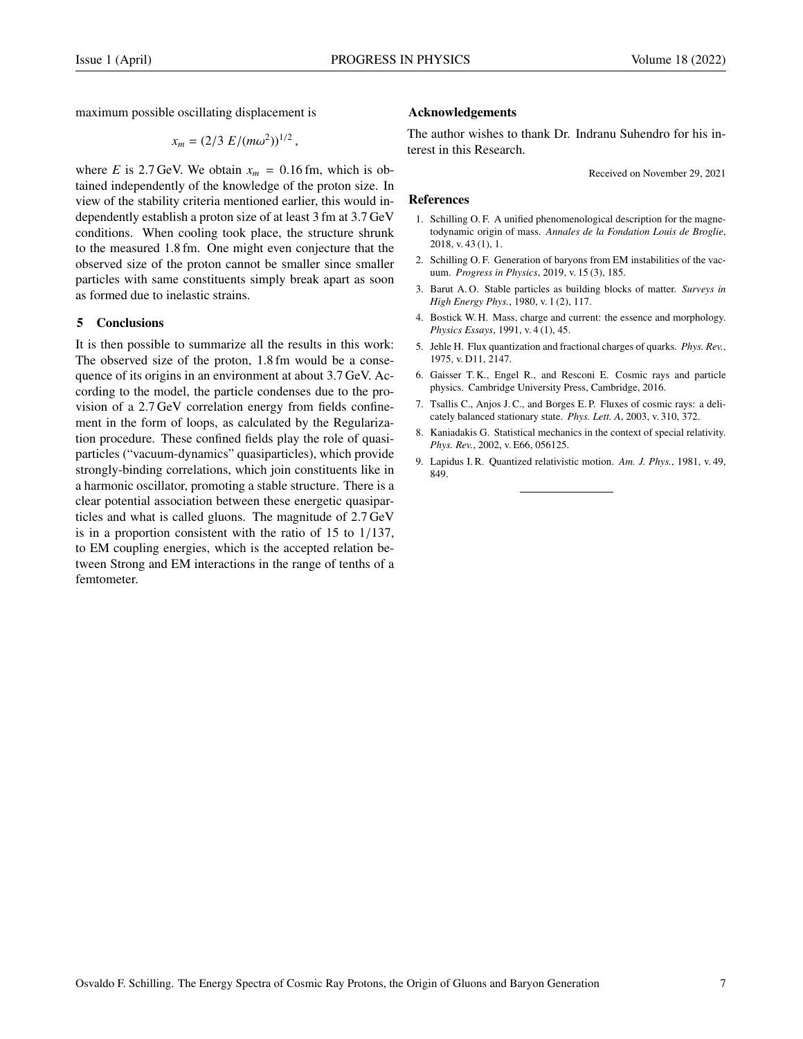maximum possible oscillating displacement is

$$x_m = (2/3\ E/(m\omega^2))^{1/2}\,,$$

where $E$ is 2.7 GeV. We obtain $x_m = 0.16$ fm, which is obtained independently of the knowledge of the proton size. In view of the stability criteria mentioned earlier, this would independently establish a proton size of at least 3 fm at 3.7 GeV conditions. When cooling took place, the structure shrunk to the measured 1.8 fm. One might even conjecture that the observed size of the proton cannot be smaller since smaller particles with same constituents simply break apart as soon as formed due to inelastic strains.

## 5 Conclusions

It is then possible to summarize all the results in this work: The observed size of the proton, 1.8 fm would be a consequence of its origins in an environment at about 3.7 GeV. According to the model, the particle condenses due to the provision of a 2.7 GeV correlation energy from fields confinement in the form of loops, as calculated by the Regularization procedure. These confined fields play the role of quasiparticles ("vacuum-dynamics" quasiparticles), which provide strongly-binding correlations, which join constituents like in a harmonic oscillator, promoting a stable structure. There is a clear potential association between these energetic quasiparticles and what is called gluons. The magnitude of 2.7 GeV is in a proportion consistent with the ratio of 15 to 1/137, to EM coupling energies, which is the accepted relation between Strong and EM interactions in the range of tenths of a femtometer.

### Acknowledgements

The author wishes to thank Dr. Indranu Suhendro for his interest in this Research.

Received on November 29, 2021

### References

1. Schilling O. F. A unified phenomenological description for the magnetodynamic origin of mass. *Annales de la Fondation Louis de Broglie*, 2018, v. 43 (1), 1.
2. Schilling O. F. Generation of baryons from EM instabilities of the vacuum. *Progress in Physics*, 2019, v. 15 (3), 185.
3. Barut A. O. Stable particles as building blocks of matter. *Surveys in High Energy Phys.*, 1980, v. 1 (2), 117.
4. Bostick W. H. Mass, charge and current: the essence and morphology. *Physics Essays*, 1991, v. 4 (1), 45.
5. Jehle H. Flux quantization and fractional charges of quarks. *Phys. Rev.*, 1975, v. D11, 2147.
6. Gaisser T. K., Engel R., and Resconi E. Cosmic rays and particle physics. Cambridge University Press, Cambridge, 2016.
7. Tsallis C., Anjos J. C., and Borges E. P. Fluxes of cosmic rays: a delicately balanced stationary state. *Phys. Lett. A*, 2003, v. 310, 372.
8. Kaniadakis G. Statistical mechanics in the context of special relativity. *Phys. Rev.*, 2002, v. E66, 056125.
9. Lapidus I. R. Quantized relativistic motion. *Am. J. Phys.*, 1981, v. 49, 849.